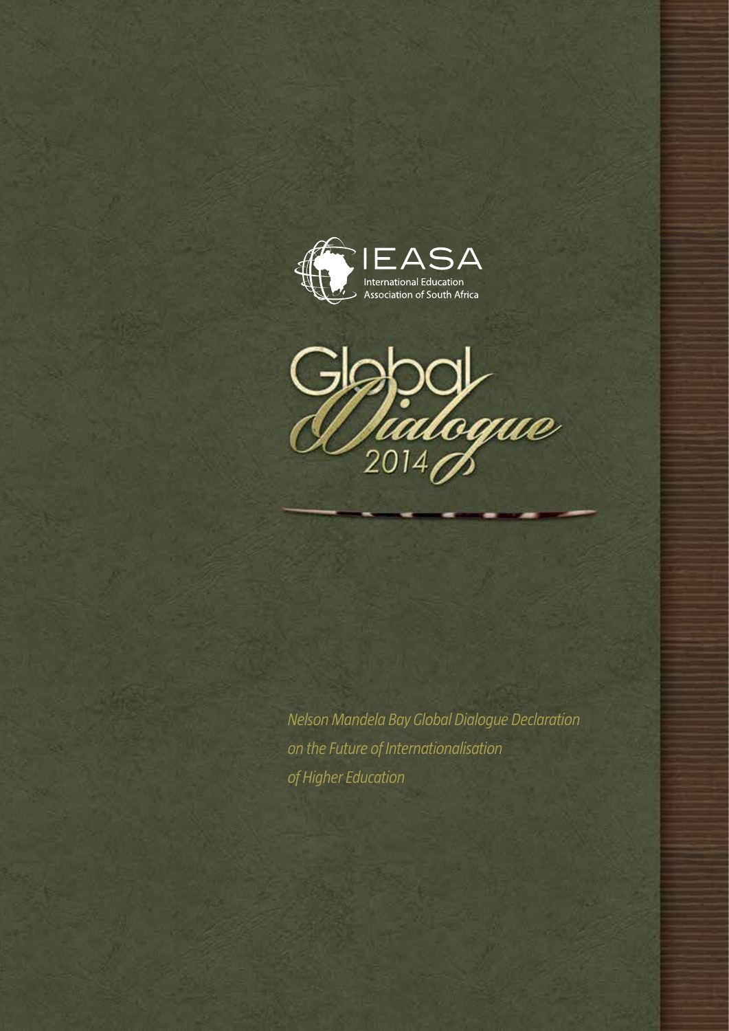IEASA

International Education Association of South Africa

# Global Dialogue 2014

*Nelson Mandela Bay Global Dialogue Declaration on the Future of Internationalisation of Higher Education*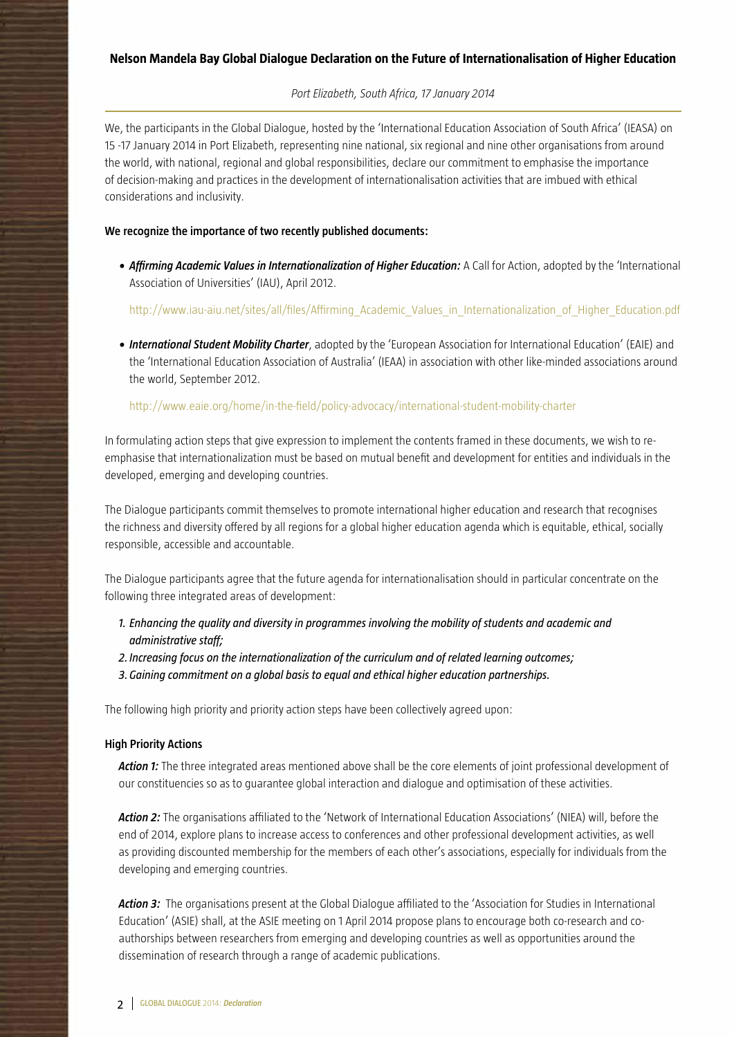## Nelson Mandela Bay Global Dialogue Declaration on the Future of Internationalisation of Higher Education

*Port Elizabeth, South Africa, 17 January 2014*

We, the participants in the Global Dialogue, hosted by the 'International Education Association of South Africa' (IEASA) on 15 -17 January 2014 in Port Elizabeth, representing nine national, six regional and nine other organisations from around the world, with national, regional and global responsibilities, declare our commitment to emphasise the importance of decision-making and practices in the development of internationalisation activities that are imbued with ethical considerations and inclusivity.

**We recognize the importance of two recently published documents:**

- ***Affirming Academic Values in Internationalization of Higher Education:*** A Call for Action, adopted by the 'International Association of Universities' (IAU), April 2012.

  http://www.iau-aiu.net/sites/all/files/Affirming_Academic_Values_in_Internationalization_of_Higher_Education.pdf

- ***International Student Mobility Charter***, adopted by the 'European Association for International Education' (EAIE) and the 'International Education Association of Australia' (IEAA) in association with other like-minded associations around the world, September 2012.

  http://www.eaie.org/home/in-the-field/policy-advocacy/international-student-mobility-charter

In formulating action steps that give expression to implement the contents framed in these documents, we wish to re-emphasise that internationalization must be based on mutual benefit and development for entities and individuals in the developed, emerging and developing countries.

The Dialogue participants commit themselves to promote international higher education and research that recognises the richness and diversity offered by all regions for a global higher education agenda which is equitable, ethical, socially responsible, accessible and accountable.

The Dialogue participants agree that the future agenda for internationalisation should in particular concentrate on the following three integrated areas of development:

1. *Enhancing the quality and diversity in programmes involving the mobility of students and academic and administrative staff;*
2. *Increasing focus on the internationalization of the curriculum and of related learning outcomes;*
3. *Gaining commitment on a global basis to equal and ethical higher education partnerships.*

The following high priority and priority action steps have been collectively agreed upon:

### High Priority Actions

***Action 1:*** The three integrated areas mentioned above shall be the core elements of joint professional development of our constituencies so as to guarantee global interaction and dialogue and optimisation of these activities.

***Action 2:*** The organisations affiliated to the 'Network of International Education Associations' (NIEA) will, before the end of 2014, explore plans to increase access to conferences and other professional development activities, as well as providing discounted membership for the members of each other's associations, especially for individuals from the developing and emerging countries.

***Action 3:*** The organisations present at the Global Dialogue affiliated to the 'Association for Studies in International Education' (ASIE) shall, at the ASIE meeting on 1 April 2014 propose plans to encourage both co-research and co-authorships between researchers from emerging and developing countries as well as opportunities around the dissemination of research through a range of academic publications.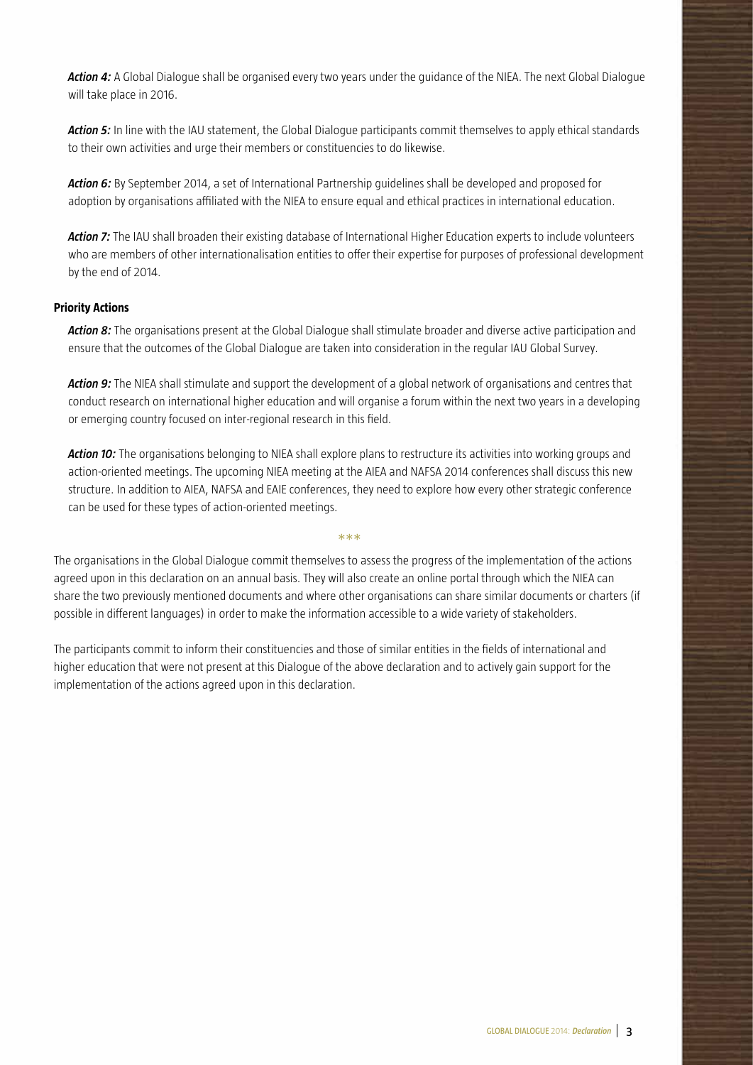***Action 4:*** A Global Dialogue shall be organised every two years under the guidance of the NIEA. The next Global Dialogue will take place in 2016.

***Action 5:*** In line with the IAU statement, the Global Dialogue participants commit themselves to apply ethical standards to their own activities and urge their members or constituencies to do likewise.

***Action 6:*** By September 2014, a set of International Partnership guidelines shall be developed and proposed for adoption by organisations affiliated with the NIEA to ensure equal and ethical practices in international education.

***Action 7:*** The IAU shall broaden their existing database of International Higher Education experts to include volunteers who are members of other internationalisation entities to offer their expertise for purposes of professional development by the end of 2014.

**Priority Actions**

***Action 8:*** The organisations present at the Global Dialogue shall stimulate broader and diverse active participation and ensure that the outcomes of the Global Dialogue are taken into consideration in the regular IAU Global Survey.

***Action 9:*** The NIEA shall stimulate and support the development of a global network of organisations and centres that conduct research on international higher education and will organise a forum within the next two years in a developing or emerging country focused on inter-regional research in this field.

***Action 10:*** The organisations belonging to NIEA shall explore plans to restructure its activities into working groups and action-oriented meetings. The upcoming NIEA meeting at the AIEA and NAFSA 2014 conferences shall discuss this new structure. In addition to AIEA, NAFSA and EAIE conferences, they need to explore how every other strategic conference can be used for these types of action-oriented meetings.

***

The organisations in the Global Dialogue commit themselves to assess the progress of the implementation of the actions agreed upon in this declaration on an annual basis. They will also create an online portal through which the NIEA can share the two previously mentioned documents and where other organisations can share similar documents or charters (if possible in different languages) in order to make the information accessible to a wide variety of stakeholders.

The participants commit to inform their constituencies and those of similar entities in the fields of international and higher education that were not present at this Dialogue of the above declaration and to actively gain support for the implementation of the actions agreed upon in this declaration.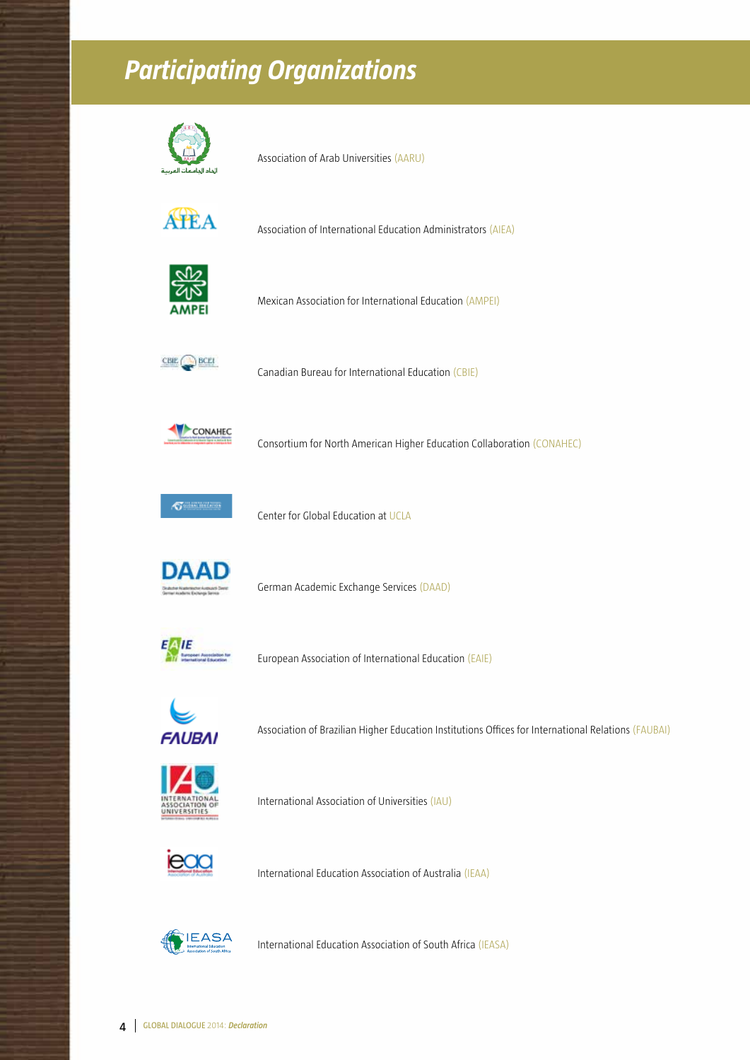# Participating Organizations

Association of Arab Universities (AARU)

Association of International Education Administrators (AIEA)

Mexican Association for International Education (AMPEI)

Canadian Bureau for International Education (CBIE)

Consortium for North American Higher Education Collaboration (CONAHEC)

Center for Global Education at UCLA

German Academic Exchange Services (DAAD)

European Association of International Education (EAIE)

Association of Brazilian Higher Education Institutions Offices for International Relations (FAUBAI)

International Association of Universities (IAU)

International Education Association of Australia (IEAA)

International Education Association of South Africa (IEASA)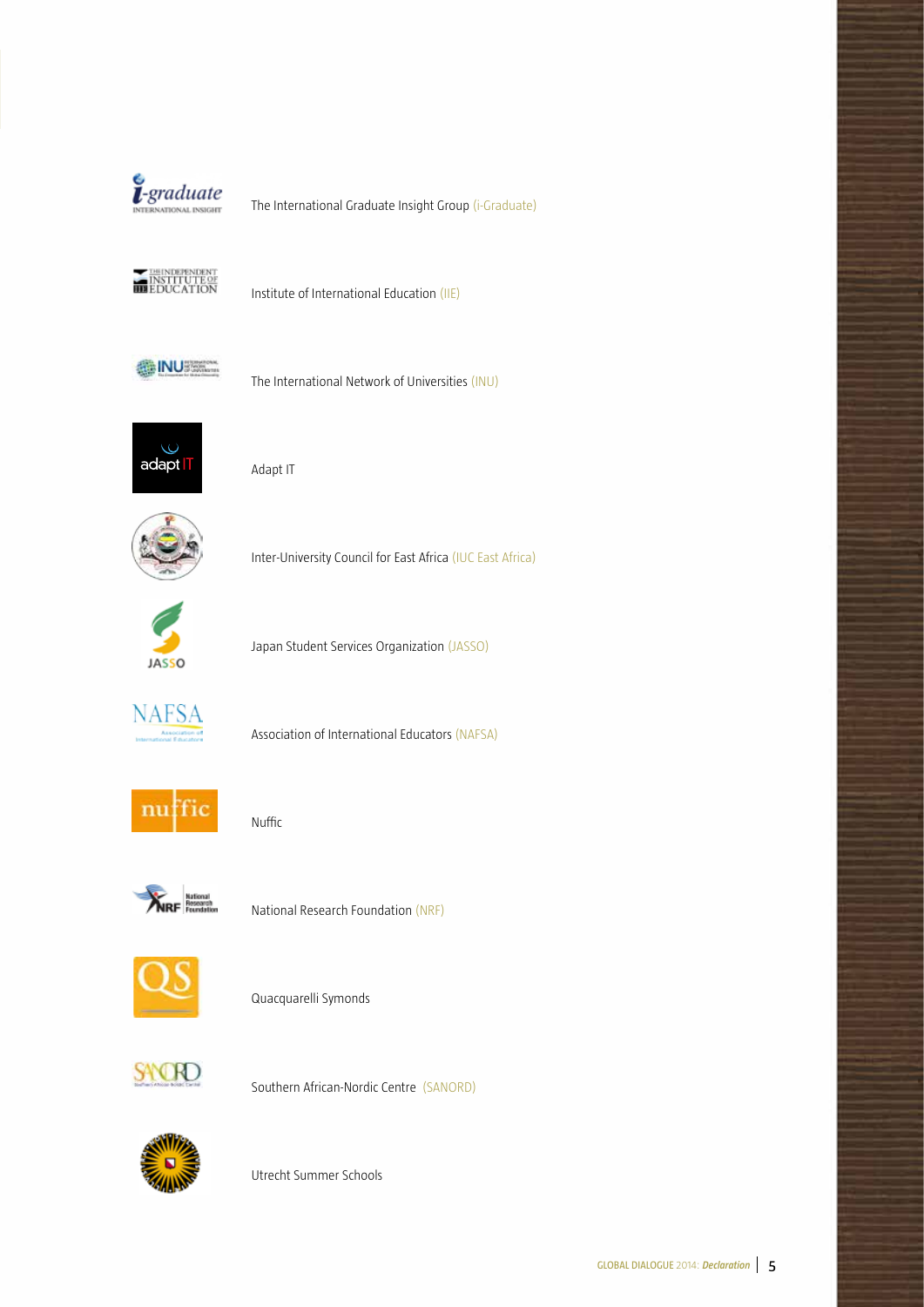The International Graduate Insight Group (i-Graduate)

Institute of International Education (IIE)

The International Network of Universities (INU)

Adapt IT

Inter-University Council for East Africa (IUC East Africa)

Japan Student Services Organization (JASSO)

Association of International Educators (NAFSA)

Nuffic

National Research Foundation (NRF)

Quacquarelli Symonds

Southern African-Nordic Centre (SANORD)

Utrecht Summer Schools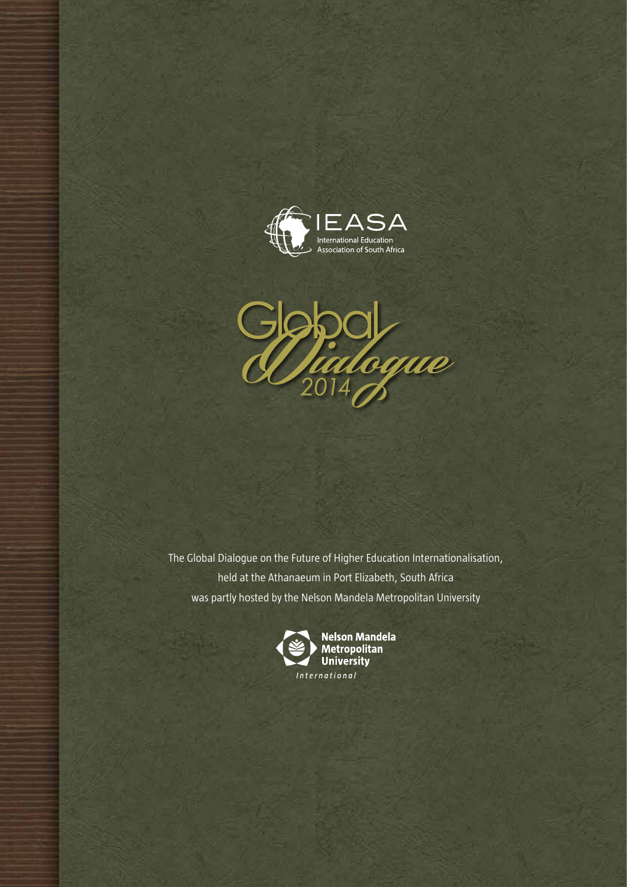IEASA

International Education Association of South Africa

Global Dialogue 2014

The Global Dialogue on the Future of Higher Education Internationalisation, held at the Athanaeum in Port Elizabeth, South Africa was partly hosted by the Nelson Mandela Metropolitan University

Nelson Mandela Metropolitan University

International